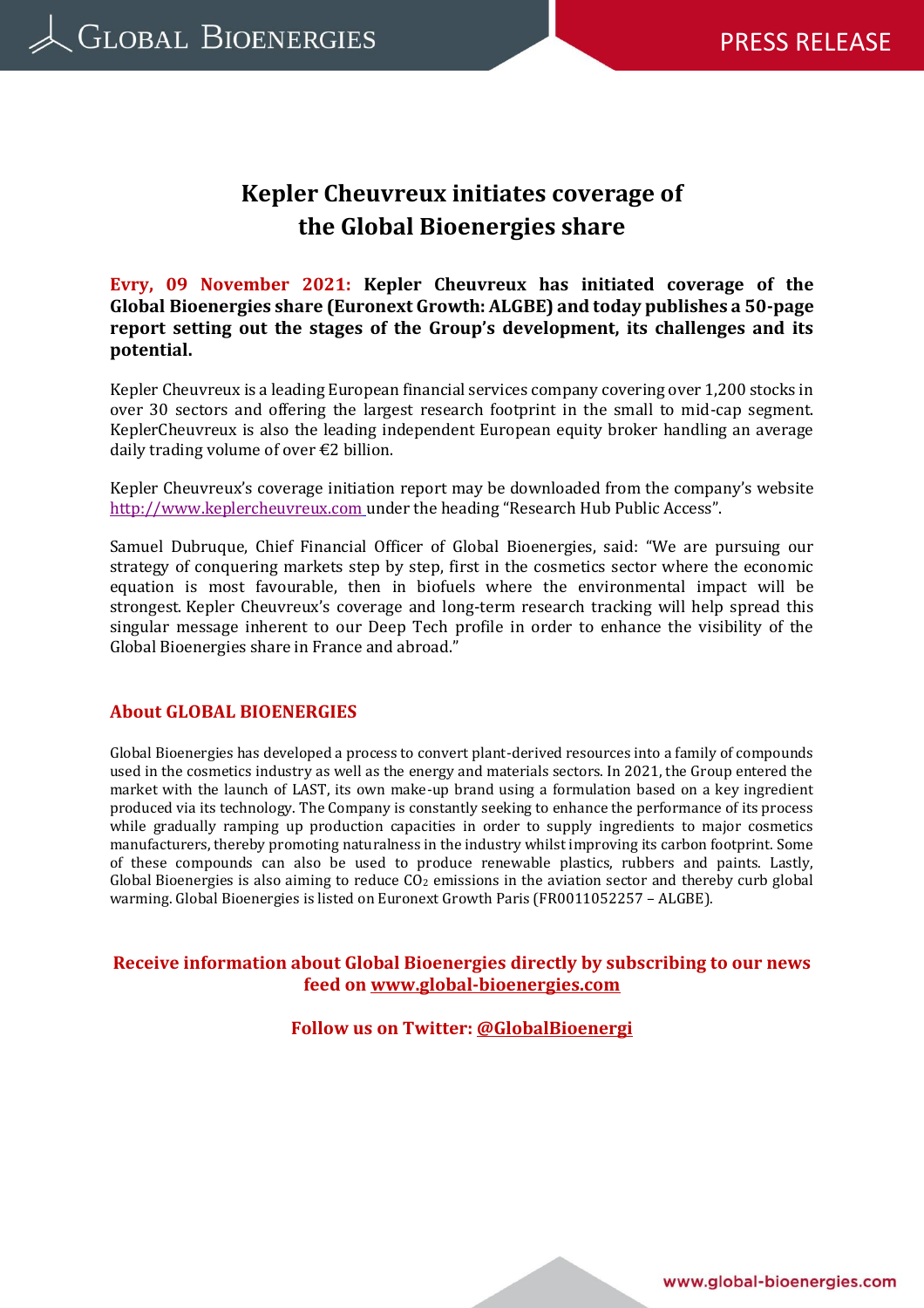# Kepler Cheuvreux initiates coverage of the Global Bioenergies share

**Evry, 09 November 2021: Kepler Cheuvreux has initiated coverage of the Global Bioenergies share (Euronext Growth: ALGBE) and today publishes a 50-page report setting out the stages of the Group's development, its challenges and its potential.**

Kepler Cheuvreux is a leading European financial services company covering over 1,200 stocks in over 30 sectors and offering the largest research footprint in the small to mid-cap segment. KeplerCheuvreux is also the leading independent European equity broker handling an average daily trading volume of over €2 billion.

Kepler Cheuvreux's coverage initiation report may be downloaded from the company's website http://www.keplercheuvreux.com under the heading "Research Hub Public Access".

Samuel Dubruque, Chief Financial Officer of Global Bioenergies, said: "We are pursuing our strategy of conquering markets step by step, first in the cosmetics sector where the economic equation is most favourable, then in biofuels where the environmental impact will be strongest. Kepler Cheuvreux's coverage and long-term research tracking will help spread this singular message inherent to our Deep Tech profile in order to enhance the visibility of the Global Bioenergies share in France and abroad."

## About GLOBAL BIOENERGIES

Global Bioenergies has developed a process to convert plant-derived resources into a family of compounds used in the cosmetics industry as well as the energy and materials sectors. In 2021, the Group entered the market with the launch of LAST, its own make-up brand using a formulation based on a key ingredient produced via its technology. The Company is constantly seeking to enhance the performance of its process while gradually ramping up production capacities in order to supply ingredients to major cosmetics manufacturers, thereby promoting naturalness in the industry whilst improving its carbon footprint. Some of these compounds can also be used to produce renewable plastics, rubbers and paints. Lastly, Global Bioenergies is also aiming to reduce $CO_2$ emissions in the aviation sector and thereby curb global warming. Global Bioenergies is listed on Euronext Growth Paris (FR0011052257 – ALGBE).

**Receive information about Global Bioenergies directly by subscribing to our news feed on www.global-bioenergies.com**

**Follow us on Twitter: @GlobalBioenergi**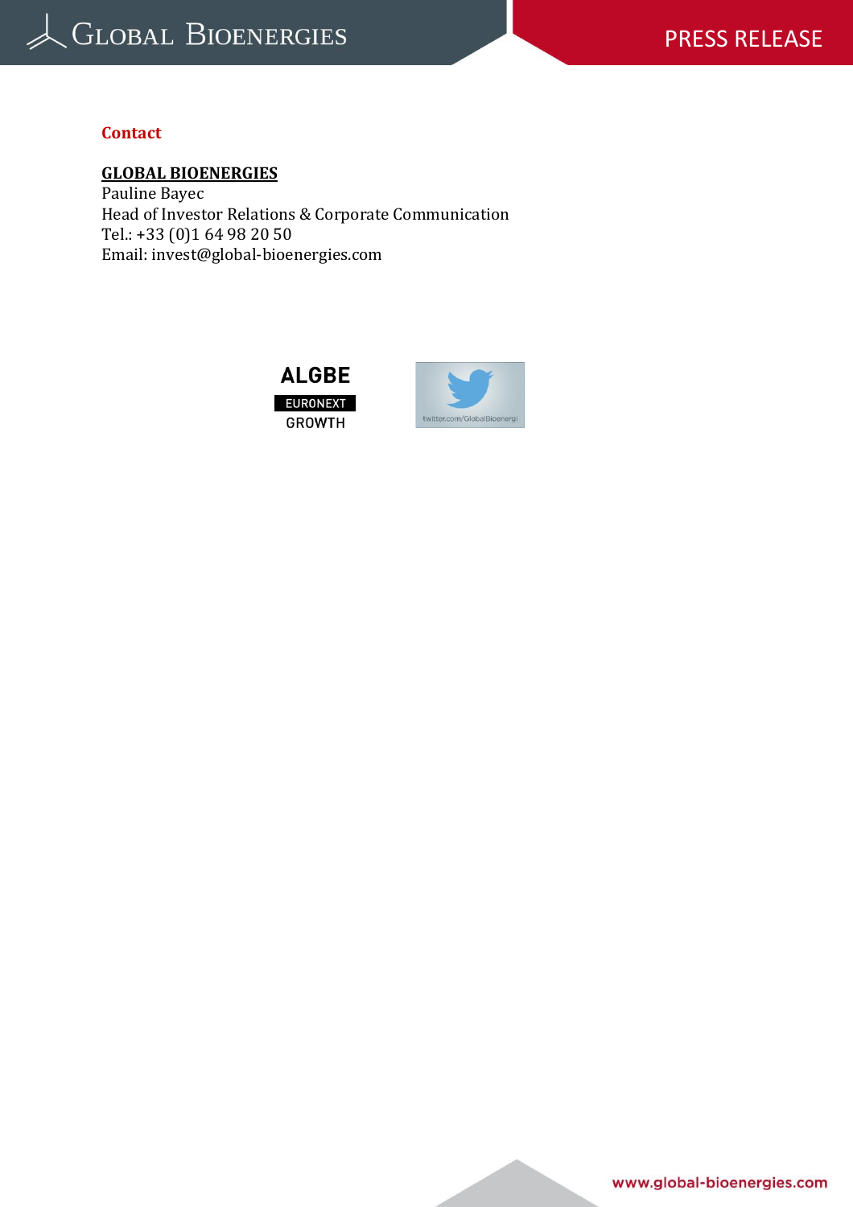## Contact

**GLOBAL BIOENERGIES**
Pauline Bayec
Head of Investor Relations & Corporate Communication
Tel.: +33 (0)1 64 98 20 50
Email: invest@global-bioenergies.com

ALGBE
EURONEXT
GROWTH

twitter.com/GlobalBioenergi